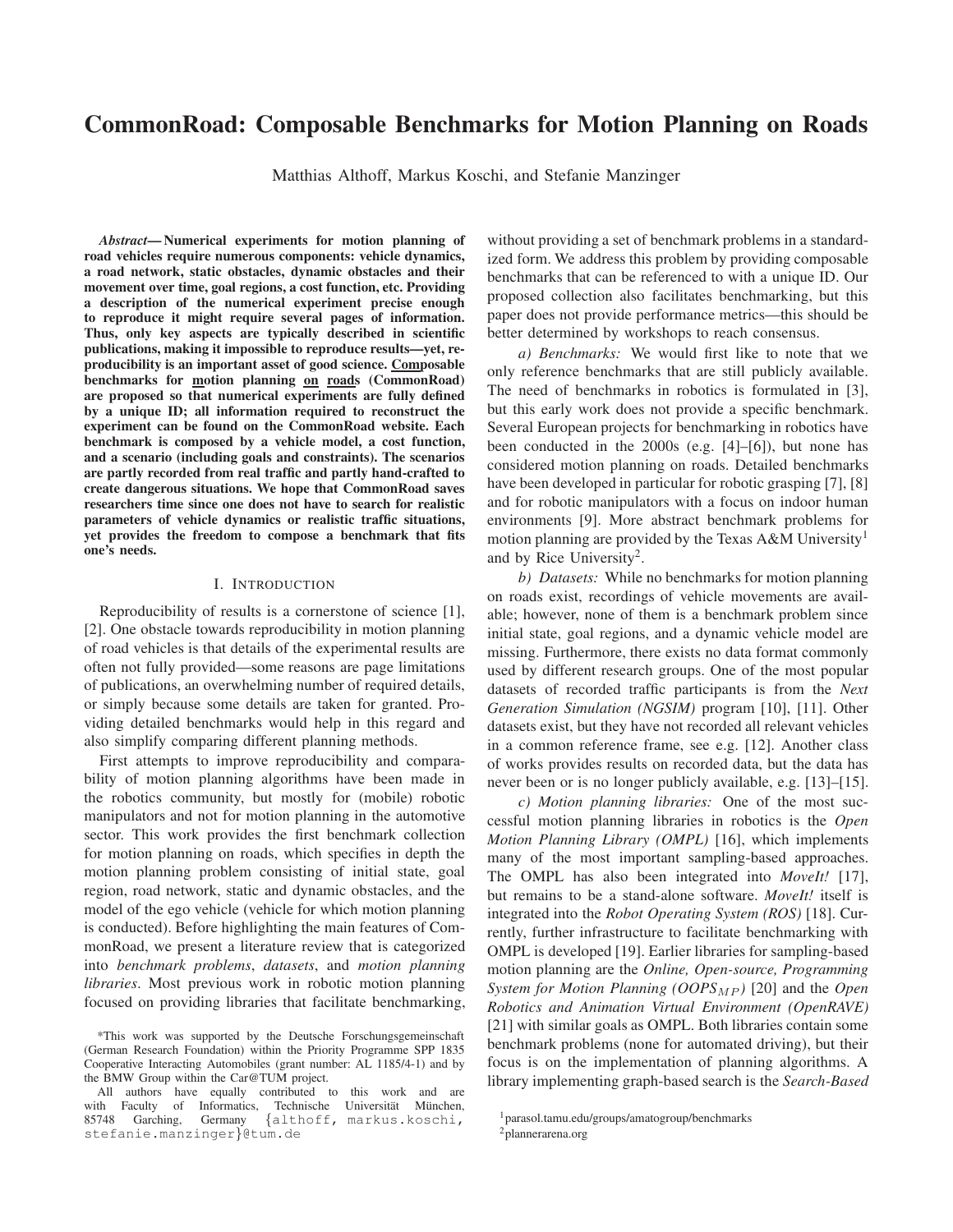# CommonRoad: Composable Benchmarks for Motion Planning on Roads

Matthias Althoff, Markus Koschi, and Stefanie Manzinger

***Abstract*— Numerical experiments for motion planning of road vehicles require numerous components: vehicle dynamics, a road network, static obstacles, dynamic obstacles and their movement over time, goal regions, a cost function, etc. Providing a description of the numerical experiment precise enough to reproduce it might require several pages of information. Thus, only key aspects are typically described in scientific publications, making it impossible to reproduce results—yet, reproducibility is an important asset of good science. Composable benchmarks for motion planning on roads (CommonRoad) are proposed so that numerical experiments are fully defined by a unique ID; all information required to reconstruct the experiment can be found on the CommonRoad website. Each benchmark is composed by a vehicle model, a cost function, and a scenario (including goals and constraints). The scenarios are partly recorded from real traffic and partly hand-crafted to create dangerous situations. We hope that CommonRoad saves researchers time since one does not have to search for realistic parameters of vehicle dynamics or realistic traffic situations, yet provides the freedom to compose a benchmark that fits one's needs.**

## I. Introduction

Reproducibility of results is a cornerstone of science [1], [2]. One obstacle towards reproducibility in motion planning of road vehicles is that details of the experimental results are often not fully provided—some reasons are page limitations of publications, an overwhelming number of required details, or simply because some details are taken for granted. Providing detailed benchmarks would help in this regard and also simplify comparing different planning methods.

First attempts to improve reproducibility and comparability of motion planning algorithms have been made in the robotics community, but mostly for (mobile) robotic manipulators and not for motion planning in the automotive sector. This work provides the first benchmark collection for motion planning on roads, which specifies in depth the motion planning problem consisting of initial state, goal region, road network, static and dynamic obstacles, and the model of the ego vehicle (vehicle for which motion planning is conducted). Before highlighting the main features of CommonRoad, we present a literature review that is categorized into *benchmark problems*, *datasets*, and *motion planning libraries*. Most previous work in robotic motion planning focused on providing libraries that facilitate benchmarking, without providing a set of benchmark problems in a standardized form. We address this problem by providing composable benchmarks that can be referenced to with a unique ID. Our proposed collection also facilitates benchmarking, but this paper does not provide performance metrics—this should be better determined by workshops to reach consensus.

*a) Benchmarks:* We would first like to note that we only reference benchmarks that are still publicly available. The need of benchmarks in robotics is formulated in [3], but this early work does not provide a specific benchmark. Several European projects for benchmarking in robotics have been conducted in the 2000s (e.g. [4]–[6]), but none has considered motion planning on roads. Detailed benchmarks have been developed in particular for robotic grasping [7], [8] and for robotic manipulators with a focus on indoor human environments [9]. More abstract benchmark problems for motion planning are provided by the Texas A&M University[1] and by Rice University[2].

*b) Datasets:* While no benchmarks for motion planning on roads exist, recordings of vehicle movements are available; however, none of them is a benchmark problem since initial state, goal regions, and a dynamic vehicle model are missing. Furthermore, there exists no data format commonly used by different research groups. One of the most popular datasets of recorded traffic participants is from the *Next Generation Simulation (NGSIM)* program [10], [11]. Other datasets exist, but they have not recorded all relevant vehicles in a common reference frame, see e.g. [12]. Another class of works provides results on recorded data, but the data has never been or is no longer publicly available, e.g. [13]–[15].

*c) Motion planning libraries:* One of the most successful motion planning libraries in robotics is the *Open Motion Planning Library (OMPL)* [16], which implements many of the most important sampling-based approaches. The OMPL has also been integrated into *MoveIt!* [17], but remains to be a stand-alone software. *MoveIt!* itself is integrated into the *Robot Operating System (ROS)* [18]. Currently, further infrastructure to facilitate benchmarking with OMPL is developed [19]. Earlier libraries for sampling-based motion planning are the *Online, Open-source, Programming System for Motion Planning (OOPS$_{MP}$)* [20] and the *Open Robotics and Animation Virtual Environment (OpenRAVE)* [21] with similar goals as OMPL. Both libraries contain some benchmark problems (none for automated driving), but their focus is on the implementation of planning algorithms. A library implementing graph-based search is the *Search-Based*

*This work was supported by the Deutsche Forschungsgemeinschaft (German Research Foundation) within the Priority Programme SPP 1835 Cooperative Interacting Automobiles (grant number: AL 1185/4-1) and by the BMW Group within the Car@TUM project.

All authors have equally contributed to this work and are with Faculty of Informatics, Technische Universität München, 85748 Garching, Germany {althoff, markus.koschi, stefanie.manzinger}@tum.de

[1] parasol.tamu.edu/groups/amatogroup/benchmarks

[2] plannerarena.org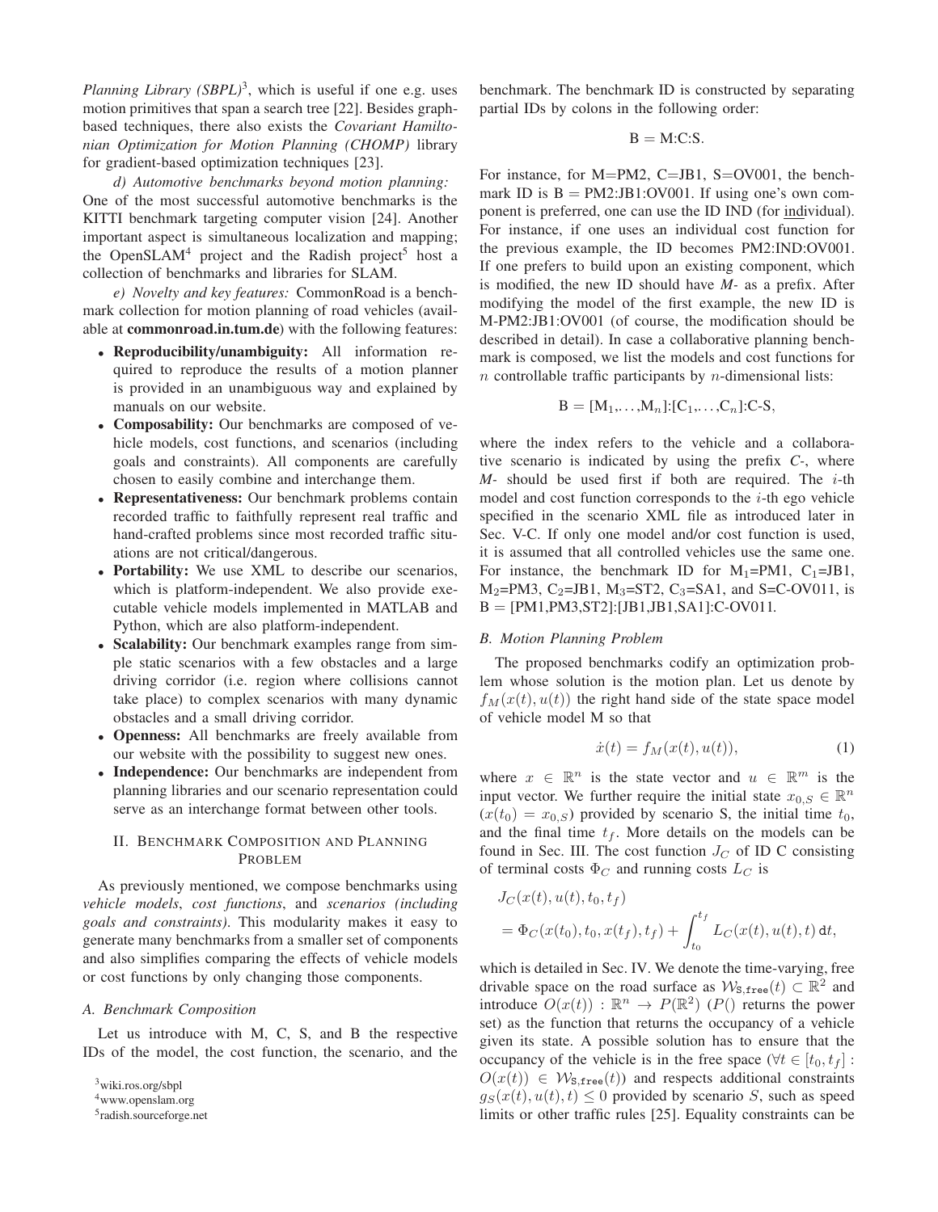*Planning Library (SBPL)*[3], which is useful if one e.g. uses motion primitives that span a search tree [22]. Besides graph-based techniques, there also exists the *Covariant Hamiltonian Optimization for Motion Planning (CHOMP)* library for gradient-based optimization techniques [23].

*d) Automotive benchmarks beyond motion planning:* One of the most successful automotive benchmarks is the KITTI benchmark targeting computer vision [24]. Another important aspect is simultaneous localization and mapping; the OpenSLAM[4] project and the Radish project[5] host a collection of benchmarks and libraries for SLAM.

*e) Novelty and key features:* CommonRoad is a benchmark collection for motion planning of road vehicles (available at **commonroad.in.tum.de**) with the following features:

- **Reproducibility/unambiguity:** All information required to reproduce the results of a motion planner is provided in an unambiguous way and explained by manuals on our website.
- **Composability:** Our benchmarks are composed of vehicle models, cost functions, and scenarios (including goals and constraints). All components are carefully chosen to easily combine and interchange them.
- **Representativeness:** Our benchmark problems contain recorded traffic to faithfully represent real traffic and hand-crafted problems since most recorded traffic situations are not critical/dangerous.
- **Portability:** We use XML to describe our scenarios, which is platform-independent. We also provide executable vehicle models implemented in MATLAB and Python, which are also platform-independent.
- **Scalability:** Our benchmark examples range from simple static scenarios with a few obstacles and a large driving corridor (i.e. region where collisions cannot take place) to complex scenarios with many dynamic obstacles and a small driving corridor.
- **Openness:** All benchmarks are freely available from our website with the possibility to suggest new ones.
- **Independence:** Our benchmarks are independent from planning libraries and our scenario representation could serve as an interchange format between other tools.

## II. Benchmark Composition and Planning Problem

As previously mentioned, we compose benchmarks using *vehicle models*, *cost functions*, and *scenarios (including goals and constraints)*. This modularity makes it easy to generate many benchmarks from a smaller set of components and also simplifies comparing the effects of vehicle models or cost functions by only changing those components.

### A. Benchmark Composition

Let us introduce with M, C, S, and B the respective IDs of the model, the cost function, the scenario, and the benchmark. The benchmark ID is constructed by separating partial IDs by colons in the following order:

$$\mathrm{B} = \mathrm{M{:}C{:}S}.$$

For instance, for M=PM2, C=JB1, S=OV001, the benchmark ID is B = PM2:JB1:OV001. If using one's own component is preferred, one can use the ID IND (for individual). For instance, if one uses an individual cost function for the previous example, the ID becomes PM2:IND:OV001. If one prefers to build upon an existing component, which is modified, the new ID should have *M-* as a prefix. After modifying the model of the first example, the new ID is M-PM2:JB1:OV001 (of course, the modification should be described in detail). In case a collaborative planning benchmark is composed, we list the models and cost functions for $n$ controllable traffic participants by $n$-dimensional lists:

$$\mathrm{B} = [\mathrm{M}_1,\ldots,\mathrm{M}_n]{:}[\mathrm{C}_1,\ldots,\mathrm{C}_n]{:}\mathrm{C\text{-}S},$$

where the index refers to the vehicle and a collaborative scenario is indicated by using the prefix *C-*, where *M-* should be used first if both are required. The $i$-th model and cost function corresponds to the $i$-th ego vehicle specified in the scenario XML file as introduced later in Sec. V-C. If only one model and/or cost function is used, it is assumed that all controlled vehicles use the same one. For instance, the benchmark ID for $\mathrm{M}_1$=PM1, $\mathrm{C}_1$=JB1, $\mathrm{M}_2$=PM3, $\mathrm{C}_2$=JB1, $\mathrm{M}_3$=ST2, $\mathrm{C}_3$=SA1, and S=C-OV011, is B = [PM1,PM3,ST2]:[JB1,JB1,SA1]:C-OV011.

### B. Motion Planning Problem

The proposed benchmarks codify an optimization problem whose solution is the motion plan. Let us denote by $f_M(x(t), u(t))$ the right hand side of the state space model of vehicle model M so that

$$\dot{x}(t) = f_M(x(t), u(t)), \tag{1}$$

where $x \in \mathbb{R}^n$ is the state vector and $u \in \mathbb{R}^m$ is the input vector. We further require the initial state $x_{0,S} \in \mathbb{R}^n$ ($x(t_0) = x_{0,S}$) provided by scenario S, the initial time $t_0$, and the final time $t_f$. More details on the models can be found in Sec. III. The cost function $J_C$ of ID C consisting of terminal costs $\Phi_C$ and running costs $L_C$ is

$$\begin{aligned} &J_C(x(t), u(t), t_0, t_f) \\ &= \Phi_C(x(t_0), t_0, x(t_f), t_f) + \int_{t_0}^{t_f} L_C(x(t), u(t), t)\, \mathrm{d}t, \end{aligned}$$

which is detailed in Sec. IV. We denote the time-varying, free drivable space on the road surface as $\mathcal{W}_{\mathtt{S,free}}(t) \subset \mathbb{R}^2$ and introduce $O(x(t)) : \mathbb{R}^n \rightarrow P(\mathbb{R}^2)$ ($P()$ returns the power set) as the function that returns the occupancy of a vehicle given its state. A possible solution has to ensure that the occupancy of the vehicle is in the free space ($\forall t \in [t_0, t_f] : O(x(t)) \in \mathcal{W}_{\mathtt{S,free}}(t)$) and respects additional constraints $g_S(x(t), u(t), t) \leq 0$ provided by scenario $S$, such as speed limits or other traffic rules [25]. Equality constraints can be

[3] wiki.ros.org/sbpl
[4] www.openslam.org
[5] radish.sourceforge.net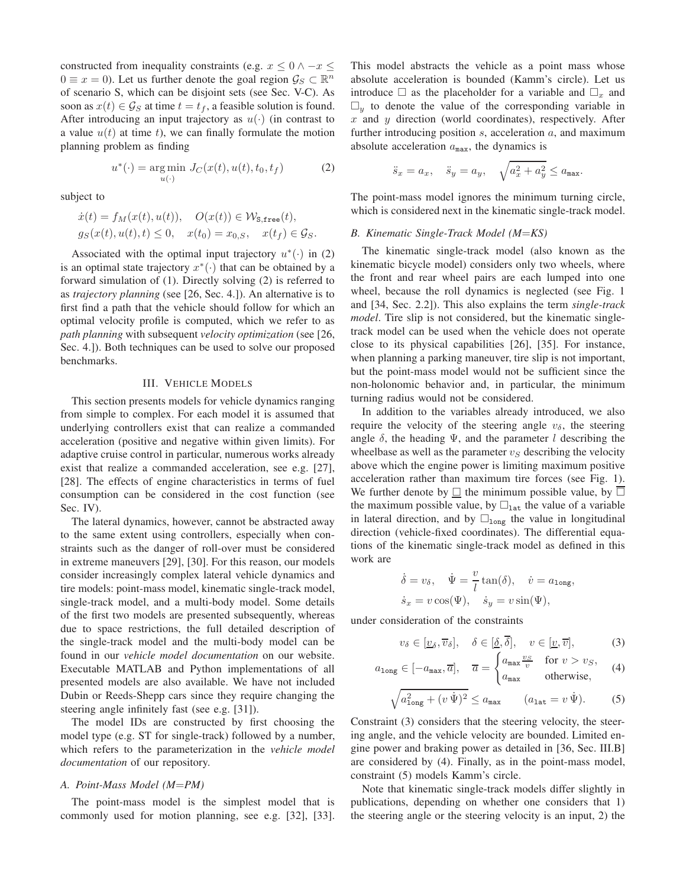constructed from inequality constraints (e.g. $x \leq 0 \wedge -x \leq 0 \equiv x = 0$). Let us further denote the goal region $\mathcal{G}_S \subset \mathbb{R}^n$ of scenario S, which can be disjoint sets (see Sec. V-C). As soon as $x(t) \in \mathcal{G}_S$ at time $t = t_f$, a feasible solution is found. After introducing an input trajectory as $u(\cdot)$ (in contrast to a value $u(t)$ at time $t$), we can finally formulate the motion planning problem as finding

$$u^*(\cdot) = \underset{u(\cdot)}{\arg\min}\; J_C(x(t), u(t), t_0, t_f) \tag{2}$$

subject to

$$\dot{x}(t) = f_M(x(t), u(t)), \quad O(x(t)) \in \mathcal{W}_{\mathtt{S,free}}(t),$$
$$g_S(x(t), u(t), t) \leq 0, \quad x(t_0) = x_{0,S}, \quad x(t_f) \in \mathcal{G}_S.$$

Associated with the optimal input trajectory $u^*(\cdot)$ in (2) is an optimal state trajectory $x^*(\cdot)$ that can be obtained by a forward simulation of (1). Directly solving (2) is referred to as *trajectory planning* (see [26, Sec. 4.]). An alternative is to first find a path that the vehicle should follow for which an optimal velocity profile is computed, which we refer to as *path planning* with subsequent *velocity optimization* (see [26, Sec. 4.]). Both techniques can be used to solve our proposed benchmarks.

## III. Vehicle Models

This section presents models for vehicle dynamics ranging from simple to complex. For each model it is assumed that underlying controllers exist that can realize a commanded acceleration (positive and negative within given limits). For adaptive cruise control in particular, numerous works already exist that realize a commanded acceleration, see e.g. [27], [28]. The effects of engine characteristics in terms of fuel consumption can be considered in the cost function (see Sec. IV).

The lateral dynamics, however, cannot be abstracted away to the same extent using controllers, especially when constraints such as the danger of roll-over must be considered in extreme maneuvers [29], [30]. For this reason, our models consider increasingly complex lateral vehicle dynamics and tire models: point-mass model, kinematic single-track model, single-track model, and a multi-body model. Some details of the first two models are presented subsequently, whereas due to space restrictions, the full detailed description of the single-track model and the multi-body model can be found in our *vehicle model documentation* on our website. Executable MATLAB and Python implementations of all presented models are also available. We have not included Dubin or Reeds-Shepp cars since they require changing the steering angle infinitely fast (see e.g. [31]).

The model IDs are constructed by first choosing the model type (e.g. ST for single-track) followed by a number, which refers to the parameterization in the *vehicle model documentation* of our repository.

### A. Point-Mass Model (M=PM)

The point-mass model is the simplest model that is commonly used for motion planning, see e.g. [32], [33]. This model abstracts the vehicle as a point mass whose absolute acceleration is bounded (Kamm's circle). Let us introduce $\square$ as the placeholder for a variable and $\square_x$ and $\square_y$ to denote the value of the corresponding variable in $x$ and $y$ direction (world coordinates), respectively. After further introducing position $s$, acceleration $a$, and maximum absolute acceleration $a_{\mathtt{max}}$, the dynamics is

$$\ddot{s}_x = a_x, \quad \ddot{s}_y = a_y, \quad \sqrt{a_x^2 + a_y^2} \leq a_{\mathtt{max}}.$$

The point-mass model ignores the minimum turning circle, which is considered next in the kinematic single-track model.

### B. Kinematic Single-Track Model (M=KS)

The kinematic single-track model (also known as the kinematic bicycle model) considers only two wheels, where the front and rear wheel pairs are each lumped into one wheel, because the roll dynamics is neglected (see Fig. 1 and [34, Sec. 2.2]). This also explains the term *single-track model*. Tire slip is not considered, but the kinematic single-track model can be used when the vehicle does not operate close to its physical capabilities [26], [35]. For instance, when planning a parking maneuver, tire slip is not important, but the point-mass model would not be sufficient since the non-holonomic behavior and, in particular, the minimum turning radius would not be considered.

In addition to the variables already introduced, we also require the velocity of the steering angle $v_\delta$, the steering angle $\delta$, the heading $\Psi$, and the parameter $l$ describing the wheelbase as well as the parameter $v_S$ describing the velocity above which the engine power is limiting maximum positive acceleration rather than maximum tire forces (see Fig. 1). We further denote by $\underline{\square}$ the minimum possible value, by $\overline{\square}$ the maximum possible value, by $\square_{\mathtt{lat}}$ the value of a variable in lateral direction, and by $\square_{\mathtt{long}}$ the value in longitudinal direction (vehicle-fixed coordinates). The differential equations of the kinematic single-track model as defined in this work are

$$\dot{\delta} = v_\delta, \quad \dot{\Psi} = \frac{v}{l}\tan(\delta), \quad \dot{v} = a_{\mathtt{long}},$$
$$\dot{s}_x = v\cos(\Psi), \quad \dot{s}_y = v\sin(\Psi),$$

under consideration of the constraints

$$v_\delta \in [\underline{v}_\delta, \overline{v}_\delta], \quad \delta \in [\underline{\delta}, \overline{\delta}], \quad v \in [\underline{v}, \overline{v}], \tag{3}$$

$$a_{\mathtt{long}} \in [-a_{\mathtt{max}}, \overline{a}], \quad \overline{a} = \begin{cases} a_{\mathtt{max}}\frac{v_S}{v} & \text{for } v > v_S, \\ a_{\mathtt{max}} & \text{otherwise,} \end{cases} \tag{4}$$

$$\sqrt{a_{\mathtt{long}}^2 + (v\,\dot{\Psi})^2} \leq a_{\mathtt{max}} \qquad (a_{\mathtt{lat}} = v\,\dot{\Psi}). \tag{5}$$

Constraint (3) considers that the steering velocity, the steering angle, and the vehicle velocity are bounded. Limited engine power and braking power as detailed in [36, Sec. III.B] are considered by (4). Finally, as in the point-mass model, constraint (5) models Kamm's circle.

Note that kinematic single-track models differ slightly in publications, depending on whether one considers that 1) the steering angle or the steering velocity is an input, 2) the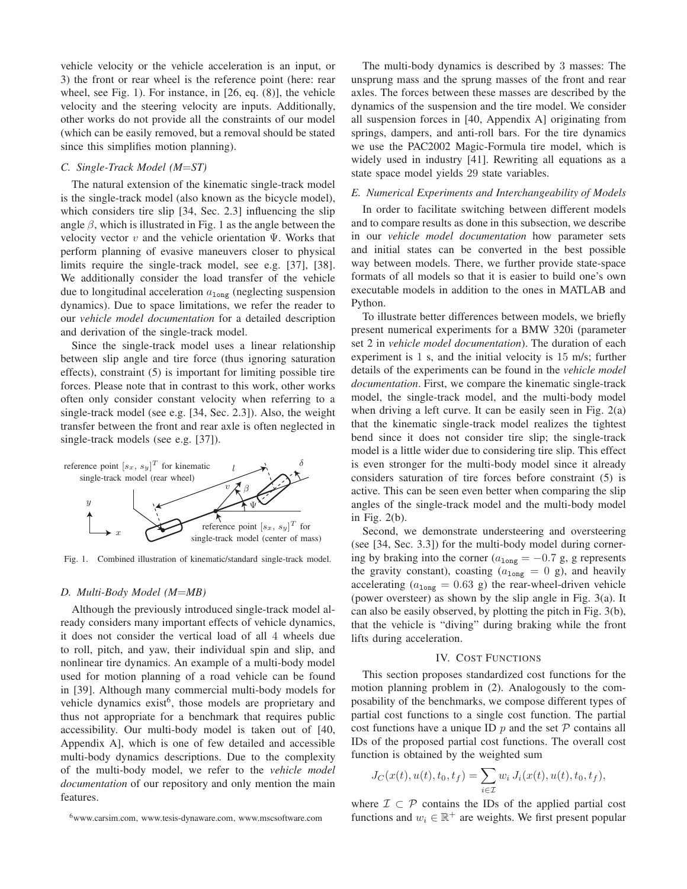vehicle velocity or the vehicle acceleration is an input, or 3) the front or rear wheel is the reference point (here: rear wheel, see Fig. 1). For instance, in [26, eq. (8)], the vehicle velocity and the steering velocity are inputs. Additionally, other works do not provide all the constraints of our model (which can be easily removed, but a removal should be stated since this simplifies motion planning).

### C. Single-Track Model (M=ST)

The natural extension of the kinematic single-track model is the single-track model (also known as the bicycle model), which considers tire slip [34, Sec. 2.3] influencing the slip angle $\beta$, which is illustrated in Fig. 1 as the angle between the velocity vector $v$ and the vehicle orientation $\Psi$. Works that perform planning of evasive maneuvers closer to physical limits require the single-track model, see e.g. [37], [38]. We additionally consider the load transfer of the vehicle due to longitudinal acceleration $a_{\texttt{long}}$ (neglecting suspension dynamics). Due to space limitations, we refer the reader to our *vehicle model documentation* for a detailed description and derivation of the single-track model.

Since the single-track model uses a linear relationship between slip angle and tire force (thus ignoring saturation effects), constraint (5) is important for limiting possible tire forces. Please note that in contrast to this work, other works often only consider constant velocity when referring to a single-track model (see e.g. [34, Sec. 2.3]). Also, the weight transfer between the front and rear axle is often neglected in single-track models (see e.g. [37]).

Fig. 1. Combined illustration of kinematic/standard single-track model.

### D. Multi-Body Model (M=MB)

Although the previously introduced single-track model already considers many important effects of vehicle dynamics, it does not consider the vertical load of all 4 wheels due to roll, pitch, and yaw, their individual spin and slip, and nonlinear tire dynamics. An example of a multi-body model used for motion planning of a road vehicle can be found in [39]. Although many commercial multi-body models for vehicle dynamics exist[6], those models are proprietary and thus not appropriate for a benchmark that requires public accessibility. Our multi-body model is taken out of [40, Appendix A], which is one of few detailed and accessible multi-body dynamics descriptions. Due to the complexity of the multi-body model, we refer to the *vehicle model documentation* of our repository and only mention the main features.

The multi-body dynamics is described by 3 masses: The unsprung mass and the sprung masses of the front and rear axles. The forces between these masses are described by the dynamics of the suspension and the tire model. We consider all suspension forces in [40, Appendix A] originating from springs, dampers, and anti-roll bars. For the tire dynamics we use the PAC2002 Magic-Formula tire model, which is widely used in industry [41]. Rewriting all equations as a state space model yields 29 state variables.

### E. Numerical Experiments and Interchangeability of Models

In order to facilitate switching between different models and to compare results as done in this subsection, we describe in our *vehicle model documentation* how parameter sets and initial states can be converted in the best possible way between models. There, we further provide state-space formats of all models so that it is easier to build one's own executable models in addition to the ones in MATLAB and Python.

To illustrate better differences between models, we briefly present numerical experiments for a BMW 320i (parameter set 2 in *vehicle model documentation*). The duration of each experiment is 1 s, and the initial velocity is 15 m/s; further details of the experiments can be found in the *vehicle model documentation*. First, we compare the kinematic single-track model, the single-track model, and the multi-body model when driving a left curve. It can be easily seen in Fig. 2(a) that the kinematic single-track model realizes the tightest bend since it does not consider tire slip; the single-track model is a little wider due to considering tire slip. This effect is even stronger for the multi-body model since it already considers saturation of tire forces before constraint (5) is active. This can be seen even better when comparing the slip angles of the single-track model and the multi-body model in Fig. 2(b).

Second, we demonstrate understeering and oversteering (see [34, Sec. 3.3]) for the multi-body model during cornering by braking into the corner ($a_{\texttt{long}} = -0.7$ g, g represents the gravity constant), coasting ($a_{\texttt{long}} = 0$ g), and heavily accelerating ($a_{\texttt{long}} = 0.63$ g) the rear-wheel-driven vehicle (power oversteer) as shown by the slip angle in Fig. 3(a). It can also be easily observed, by plotting the pitch in Fig. 3(b), that the vehicle is "diving" during braking while the front lifts during acceleration.

## IV. Cost Functions

This section proposes standardized cost functions for the motion planning problem in (2). Analogously to the composability of the benchmarks, we compose different types of partial cost functions to a single cost function. The partial cost functions have a unique ID $p$ and the set $\mathcal{P}$ contains all IDs of the proposed partial cost functions. The overall cost function is obtained by the weighted sum

$$J_C(x(t), u(t), t_0, t_f) = \sum_{i \in \mathcal{I}} w_i \, J_i(x(t), u(t), t_0, t_f),$$

where $\mathcal{I} \subset \mathcal{P}$ contains the IDs of the applied partial cost functions and $w_i \in \mathbb{R}^+$ are weights. We first present popular

[6] www.carsim.com, www.tesis-dynaware.com, www.mscsoftware.com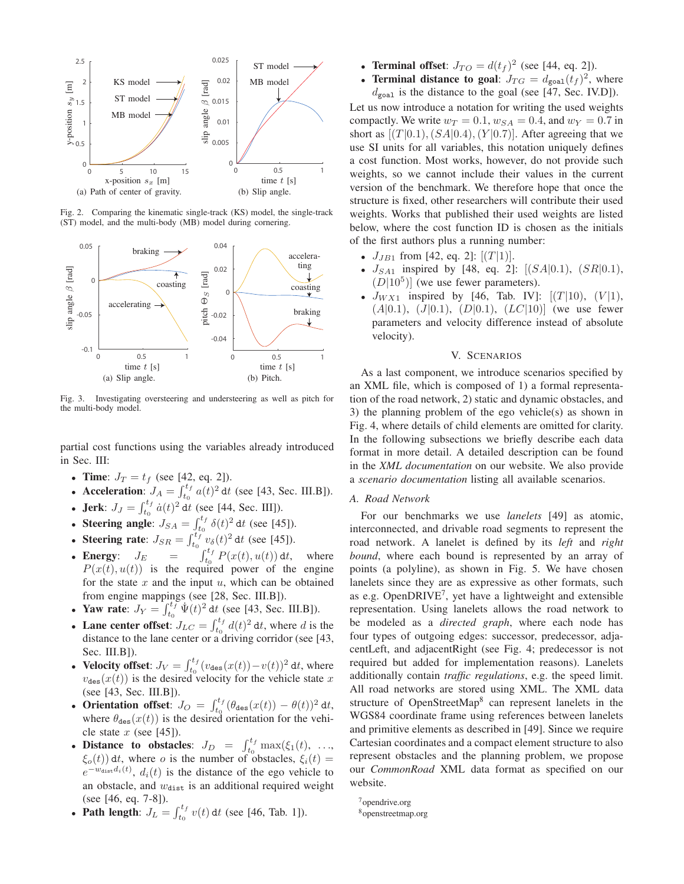(a) Path of center of gravity. (b) Slip angle.

Fig. 2. Comparing the kinematic single-track (KS) model, the single-track (ST) model, and the multi-body (MB) model during cornering.

(a) Slip angle. (b) Pitch.

Fig. 3. Investigating oversteering and understeering as well as pitch for the multi-body model.

partial cost functions using the variables already introduced in Sec. III:

- **Time**: $J_T = t_f$ (see [42, eq. 2]).
- **Acceleration**: $J_A = \int_{t_0}^{t_f} a(t)^2 \, \mathrm{d}t$ (see [43, Sec. III.B]).
- **Jerk**: $J_J = \int_{t_0}^{t_f} \dot{a}(t)^2 \, \mathrm{d}t$ (see [44, Sec. III]).
- **Steering angle**: $J_{SA} = \int_{t_0}^{t_f} \delta(t)^2 \, \mathrm{d}t$ (see [45]).
- **Steering rate**: $J_{SR} = \int_{t_0}^{t_f} v_\delta(t)^2 \, \mathrm{d}t$ (see [45]).
- **Energy**: $J_E = \int_{t_0}^{t_f} P(x(t), u(t)) \, \mathrm{d}t$, where $P(x(t), u(t))$ is the required power of the engine for the state $x$ and the input $u$, which can be obtained from engine mappings (see [28, Sec. III.B]).
- **Yaw rate**: $J_Y = \int_{t_0}^{t_f} \dot{\Psi}(t)^2 \, \mathrm{d}t$ (see [43, Sec. III.B]).
- **Lane center offset**: $J_{LC} = \int_{t_0}^{t_f} d(t)^2 \, \mathrm{d}t$, where $d$ is the distance to the lane center or a driving corridor (see [43, Sec. III.B]).
- **Velocity offset**: $J_V = \int_{t_0}^{t_f} (v_{\mathtt{des}}(x(t)) - v(t))^2 \, \mathrm{d}t$, where $v_{\mathtt{des}}(x(t))$ is the desired velocity for the vehicle state $x$ (see [43, Sec. III.B]).
- **Orientation offset**: $J_O = \int_{t_0}^{t_f} (\theta_{\mathtt{des}}(x(t)) - \theta(t))^2 \, \mathrm{d}t$, where $\theta_{\mathtt{des}}(x(t))$ is the desired orientation for the vehicle state $x$ (see [45]).
- **Distance to obstacles**: $J_D = \int_{t_0}^{t_f} \max(\xi_1(t), \ldots, \xi_o(t)) \, \mathrm{d}t$, where $o$ is the number of obstacles, $\xi_i(t) = e^{-w_{\mathtt{dist}} d_i(t)}$, $d_i(t)$ is the distance of the ego vehicle to an obstacle, and $w_{\mathtt{dist}}$ is an additional required weight (see [46, eq. 7-8]).
- **Path length**: $J_L = \int_{t_0}^{t_f} v(t) \, \mathrm{d}t$ (see [46, Tab. 1]).
- **Terminal offset**: $J_{TO} = d(t_f)^2$ (see [44, eq. 2]).
- **Terminal distance to goal**: $J_{TG} = d_{\mathtt{goal}}(t_f)^2$, where $d_{\mathtt{goal}}$ is the distance to the goal (see [47, Sec. IV.D]).

Let us now introduce a notation for writing the used weights compactly. We write $w_T = 0.1$, $w_{SA} = 0.4$, and $w_Y = 0.7$ in short as $[(T|0.1), (SA|0.4), (Y|0.7)]$. After agreeing that we use SI units for all variables, this notation uniquely defines a cost function. Most works, however, do not provide such weights, so we cannot include their values in the current version of the benchmark. We therefore hope that once the structure is fixed, other researchers will contribute their used weights. Works that published their used weights are listed below, where the cost function ID is chosen as the initials of the first authors plus a running number:

- $J_{JB1}$ from [42, eq. 2]: $[(T|1)]$.
- $J_{SA1}$ inspired by [48, eq. 2]: $[(SA|0.1), (SR|0.1), (D|10^5)]$ (we use fewer parameters).
- $J_{WX1}$ inspired by [46, Tab. IV]: $[(T|10), (V|1), (A|0.1), (J|0.1), (D|0.1), (LC|10)]$ (we use fewer parameters and velocity difference instead of absolute velocity).

## V. Scenarios

As a last component, we introduce scenarios specified by an XML file, which is composed of 1) a formal representation of the road network, 2) static and dynamic obstacles, and 3) the planning problem of the ego vehicle(s) as shown in Fig. 4, where details of child elements are omitted for clarity. In the following subsections we briefly describe each data format in more detail. A detailed description can be found in the *XML documentation* on our website. We also provide a *scenario documentation* listing all available scenarios.

### A. Road Network

For our benchmarks we use *lanelets* [49] as atomic, interconnected, and drivable road segments to represent the road network. A lanelet is defined by its *left* and *right bound*, where each bound is represented by an array of points (a polyline), as shown in Fig. 5. We have chosen lanelets since they are as expressive as other formats, such as e.g. OpenDRIVE[7], yet have a lightweight and extensible representation. Using lanelets allows the road network to be modeled as a *directed graph*, where each node has four types of outgoing edges: successor, predecessor, adjacentLeft, and adjacentRight (see Fig. 4; predecessor is not required but added for implementation reasons). Lanelets additionally contain *traffic regulations*, e.g. the speed limit. All road networks are stored using XML. The XML data structure of OpenStreetMap[8] can represent lanelets in the WGS84 coordinate frame using references between lanelets and primitive elements as described in [49]. Since we require Cartesian coordinates and a compact element structure to also represent obstacles and the planning problem, we propose our *CommonRoad* XML data format as specified on our website.

[7] opendrive.org
[8] openstreetmap.org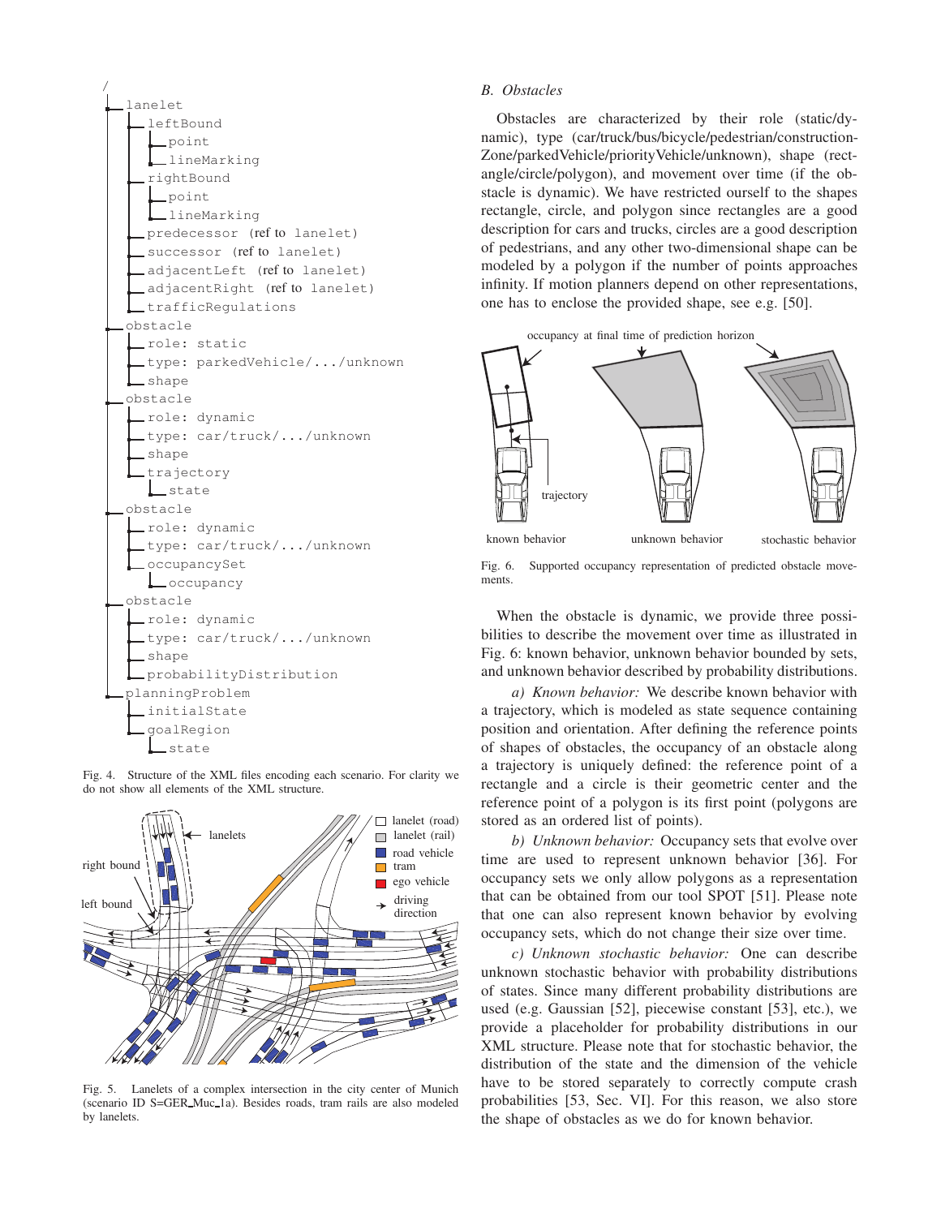```
/
lanelet
  leftBound
    point
    lineMarking
  rightBound
    point
    lineMarking
  predecessor (ref to lanelet)
  successor (ref to lanelet)
  adjacentLeft (ref to lanelet)
  adjacentRight (ref to lanelet)
  trafficRegulations
obstacle
  role: static
  type: parkedVehicle/.../unknown
  shape
obstacle
  role: dynamic
  type: car/truck/.../unknown
  shape
  trajectory
    state
obstacle
  role: dynamic
  type: car/truck/.../unknown
  occupancySet
    occupancy
obstacle
  role: dynamic
  type: car/truck/.../unknown
  shape
  probabilityDistribution
planningProblem
  initialState
  goalRegion
    state
```

Fig. 4. Structure of the XML files encoding each scenario. For clarity we do not show all elements of the XML structure.

Fig. 5. Lanelets of a complex intersection in the city center of Munich (scenario ID S=GER_Muc_1a). Besides roads, tram rails are also modeled by lanelets.

### B. Obstacles

Obstacles are characterized by their role (static/dynamic), type (car/truck/bus/bicycle/pedestrian/constructionZone/parkedVehicle/priorityVehicle/unknown), shape (rectangle/circle/polygon), and movement over time (if the obstacle is dynamic). We have restricted ourself to the shapes rectangle, circle, and polygon since rectangles are a good description for cars and trucks, circles are a good description of pedestrians, and any other two-dimensional shape can be modeled by a polygon if the number of points approaches infinity. If motion planners depend on other representations, one has to enclose the provided shape, see e.g. [50].

Fig. 6. Supported occupancy representation of predicted obstacle movements.

When the obstacle is dynamic, we provide three possibilities to describe the movement over time as illustrated in Fig. 6: known behavior, unknown behavior bounded by sets, and unknown behavior described by probability distributions.

*a) Known behavior:* We describe known behavior with a trajectory, which is modeled as state sequence containing position and orientation. After defining the reference points of shapes of obstacles, the occupancy of an obstacle along a trajectory is uniquely defined: the reference point of a rectangle and a circle is their geometric center and the reference point of a polygon is its first point (polygons are stored as an ordered list of points).

*b) Unknown behavior:* Occupancy sets that evolve over time are used to represent unknown behavior [36]. For occupancy sets we only allow polygons as a representation that can be obtained from our tool SPOT [51]. Please note that one can also represent known behavior by evolving occupancy sets, which do not change their size over time.

*c) Unknown stochastic behavior:* One can describe unknown stochastic behavior with probability distributions of states. Since many different probability distributions are used (e.g. Gaussian [52], piecewise constant [53], etc.), we provide a placeholder for probability distributions in our XML structure. Please note that for stochastic behavior, the distribution of the state and the dimension of the vehicle have to be stored separately to correctly compute crash probabilities [53, Sec. VI]. For this reason, we also store the shape of obstacles as we do for known behavior.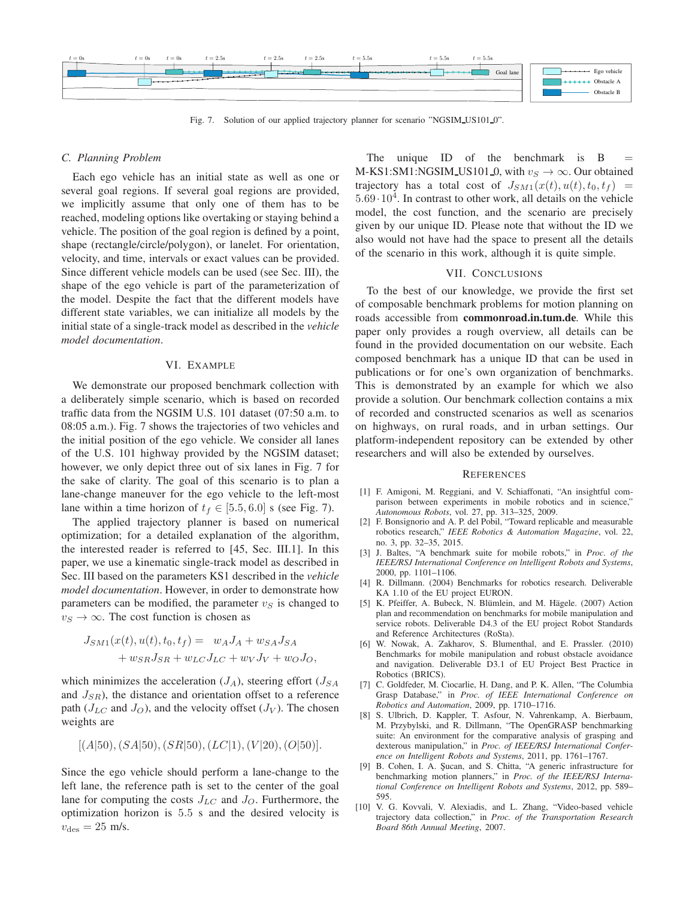Fig. 7. Solution of our applied trajectory planner for scenario "NGSIM_US101_0".

### C. Planning Problem

Each ego vehicle has an initial state as well as one or several goal regions. If several goal regions are provided, we implicitly assume that only one of them has to be reached, modeling options like overtaking or staying behind a vehicle. The position of the goal region is defined by a point, shape (rectangle/circle/polygon), or lanelet. For orientation, velocity, and time, intervals or exact values can be provided. Since different vehicle models can be used (see Sec. III), the shape of the ego vehicle is part of the parameterization of the model. Despite the fact that the different models have different state variables, we can initialize all models by the initial state of a single-track model as described in the *vehicle model documentation*.

## VI. Example

We demonstrate our proposed benchmark collection with a deliberately simple scenario, which is based on recorded traffic data from the NGSIM U.S. 101 dataset (07:50 a.m. to 08:05 a.m.). Fig. 7 shows the trajectories of two vehicles and the initial position of the ego vehicle. We consider all lanes of the U.S. 101 highway provided by the NGSIM dataset; however, we only depict three out of six lanes in Fig. 7 for the sake of clarity. The goal of this scenario is to plan a lane-change maneuver for the ego vehicle to the left-most lane within a time horizon of $t_f \in [5.5, 6.0]$ s (see Fig. 7).

The applied trajectory planner is based on numerical optimization; for a detailed explanation of the algorithm, the interested reader is referred to [45, Sec. III.1]. In this paper, we use a kinematic single-track model as described in Sec. III based on the parameters KS1 described in the *vehicle model documentation*. However, in order to demonstrate how parameters can be modified, the parameter $v_S$ is changed to $v_S \to \infty$. The cost function is chosen as

$$
\begin{aligned}
J_{SM1}(x(t), u(t), t_0, t_f) = \; & w_A J_A + w_{SA} J_{SA} \\
& + w_{SR} J_{SR} + w_{LC} J_{LC} + w_V J_V + w_O J_O,
\end{aligned}
$$

which minimizes the acceleration ($J_A$), steering effort ($J_{SA}$ and $J_{SR}$), the distance and orientation offset to a reference path ($J_{LC}$ and $J_O$), and the velocity offset ($J_V$). The chosen weights are

$$
[(A|50), (SA|50), (SR|50), (LC|1), (V|20), (O|50)].
$$

Since the ego vehicle should perform a lane-change to the left lane, the reference path is set to the center of the goal lane for computing the costs $J_{LC}$ and $J_O$. Furthermore, the optimization horizon is $5.5$ s and the desired velocity is $v_{\text{des}} = 25$ m/s.

The unique ID of the benchmark is B = M-KS1:SM1:NGSIM_US101_0, with $v_S \to \infty$. Our obtained trajectory has a total cost of $J_{SM1}(x(t), u(t), t_0, t_f) = 5.69 \cdot 10^4$. In contrast to other work, all details on the vehicle model, the cost function, and the scenario are precisely given by our unique ID. Please note that without the ID we also would not have had the space to present all the details of the scenario in this work, although it is quite simple.

## VII. Conclusions

To the best of our knowledge, we provide the first set of composable benchmark problems for motion planning on roads accessible from **commonroad.in.tum.de**. While this paper only provides a rough overview, all details can be found in the provided documentation on our website. Each composed benchmark has a unique ID that can be used in publications or for one's own organization of benchmarks. This is demonstrated by an example for which we also provide a solution. Our benchmark collection contains a mix of recorded and constructed scenarios as well as scenarios on highways, on rural roads, and in urban settings. Our platform-independent repository can be extended by other researchers and will also be extended by ourselves.

## References

[1] F. Amigoni, M. Reggiani, and V. Schiaffonati, "An insightful comparison between experiments in mobile robotics and in science," *Autonomous Robots*, vol. 27, pp. 313–325, 2009.

[2] F. Bonsignorio and A. P. del Pobil, "Toward replicable and measurable robotics research," *IEEE Robotics & Automation Magazine*, vol. 22, no. 3, pp. 32–35, 2015.

[3] J. Baltes, "A benchmark suite for mobile robots," in *Proc. of the IEEE/RSJ International Conference on Intelligent Robots and Systems*, 2000, pp. 1101–1106.

[4] R. Dillmann. (2004) Benchmarks for robotics research. Deliverable KA 1.10 of the EU project EURON.

[5] K. Pfeiffer, A. Bubeck, N. Blümlein, and M. Hägele. (2007) Action plan and recommendation on benchmarks for mobile manipulation and service robots. Deliverable D4.3 of the EU project Robot Standards and Reference Architectures (RoSta).

[6] W. Nowak, A. Zakharov, S. Blumenthal, and E. Prassler. (2010) Benchmarks for mobile manipulation and robust obstacle avoidance and navigation. Deliverable D3.1 of EU Project Best Practice in Robotics (BRICS).

[7] C. Goldfeder, M. Ciocarlie, H. Dang, and P. K. Allen, "The Columbia Grasp Database," in *Proc. of IEEE International Conference on Robotics and Automation*, 2009, pp. 1710–1716.

[8] S. Ulbrich, D. Kappler, T. Asfour, N. Vahrenkamp, A. Bierbaum, M. Przybylski, and R. Dillmann, "The OpenGRASP benchmarking suite: An environment for the comparative analysis of grasping and dexterous manipulation," in *Proc. of IEEE/RSJ International Conference on Intelligent Robots and Systems*, 2011, pp. 1761–1767.

[9] B. Cohen, I. A. Şucan, and S. Chitta, "A generic infrastructure for benchmarking motion planners," in *Proc. of the IEEE/RSJ International Conference on Intelligent Robots and Systems*, 2012, pp. 589–595.

[10] V. G. Kovvali, V. Alexiadis, and L. Zhang, "Video-based vehicle trajectory data collection," in *Proc. of the Transportation Research Board 86th Annual Meeting*, 2007.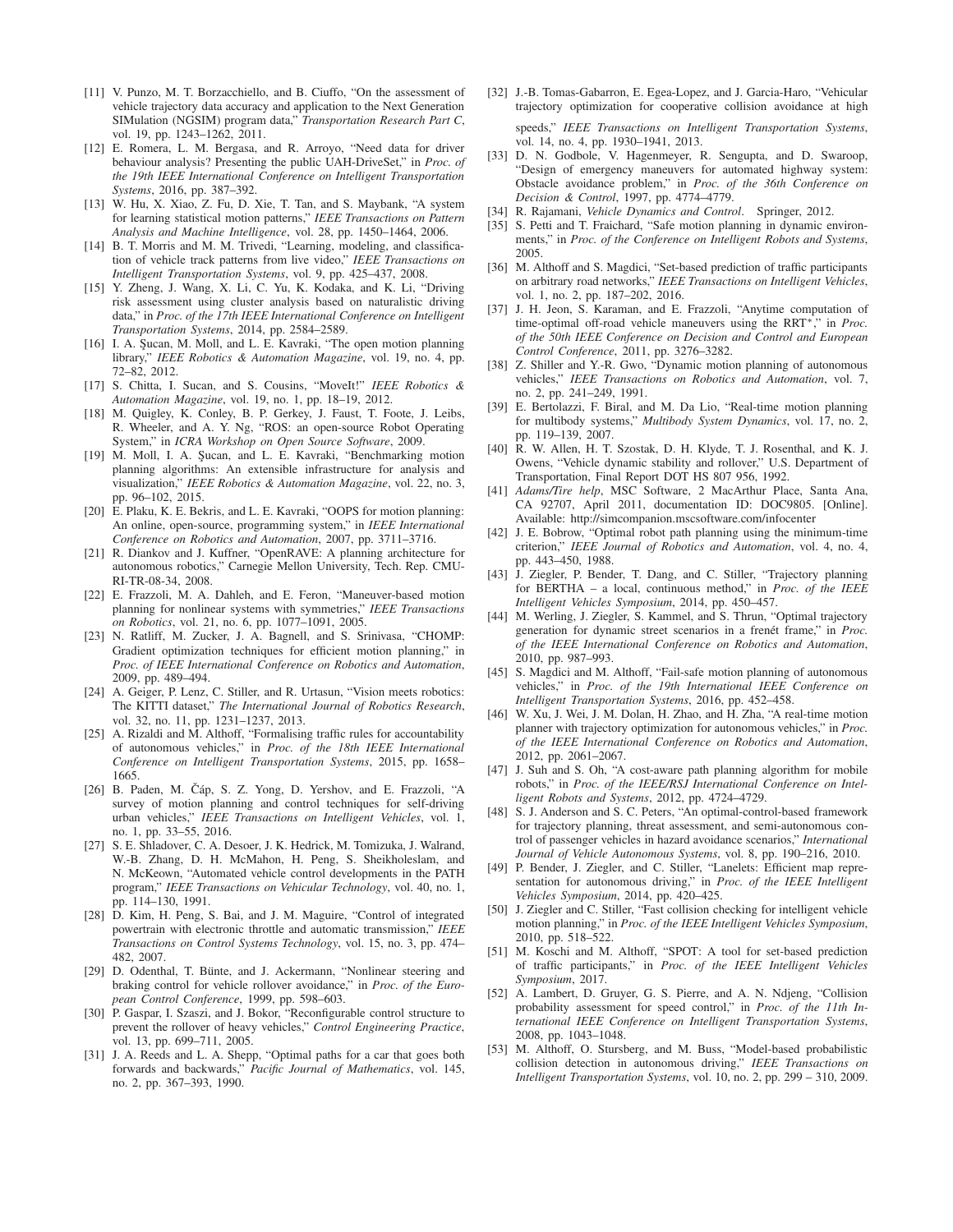[11] V. Punzo, M. T. Borzacchiello, and B. Ciuffo, "On the assessment of vehicle trajectory data accuracy and application to the Next Generation SIMulation (NGSIM) program data," *Transportation Research Part C*, vol. 19, pp. 1243–1262, 2011.

[12] E. Romera, L. M. Bergasa, and R. Arroyo, "Need data for driver behaviour analysis? Presenting the public UAH-DriveSet," in *Proc. of the 19th IEEE International Conference on Intelligent Transportation Systems*, 2016, pp. 387–392.

[13] W. Hu, X. Xiao, Z. Fu, D. Xie, T. Tan, and S. Maybank, "A system for learning statistical motion patterns," *IEEE Transactions on Pattern Analysis and Machine Intelligence*, vol. 28, pp. 1450–1464, 2006.

[14] B. T. Morris and M. M. Trivedi, "Learning, modeling, and classification of vehicle track patterns from live video," *IEEE Transactions on Intelligent Transportation Systems*, vol. 9, pp. 425–437, 2008.

[15] Y. Zheng, J. Wang, X. Li, C. Yu, K. Kodaka, and K. Li, "Driving risk assessment using cluster analysis based on naturalistic driving data," in *Proc. of the 17th IEEE International Conference on Intelligent Transportation Systems*, 2014, pp. 2584–2589.

[16] I. A. Şucan, M. Moll, and L. E. Kavraki, "The open motion planning library," *IEEE Robotics & Automation Magazine*, vol. 19, no. 4, pp. 72–82, 2012.

[17] S. Chitta, I. Sucan, and S. Cousins, "MoveIt!" *IEEE Robotics & Automation Magazine*, vol. 19, no. 1, pp. 18–19, 2012.

[18] M. Quigley, K. Conley, B. P. Gerkey, J. Faust, T. Foote, J. Leibs, R. Wheeler, and A. Y. Ng, "ROS: an open-source Robot Operating System," in *ICRA Workshop on Open Source Software*, 2009.

[19] M. Moll, I. A. Şucan, and L. E. Kavraki, "Benchmarking motion planning algorithms: An extensible infrastructure for analysis and visualization," *IEEE Robotics & Automation Magazine*, vol. 22, no. 3, pp. 96–102, 2015.

[20] E. Plaku, K. E. Bekris, and L. E. Kavraki, "OOPS for motion planning: An online, open-source, programming system," in *IEEE International Conference on Robotics and Automation*, 2007, pp. 3711–3716.

[21] R. Diankov and J. Kuffner, "OpenRAVE: A planning architecture for autonomous robotics," Carnegie Mellon University, Tech. Rep. CMU-RI-TR-08-34, 2008.

[22] E. Frazzoli, M. A. Dahleh, and E. Feron, "Maneuver-based motion planning for nonlinear systems with symmetries," *IEEE Transactions on Robotics*, vol. 21, no. 6, pp. 1077–1091, 2005.

[23] N. Ratliff, M. Zucker, J. A. Bagnell, and S. Srinivasa, "CHOMP: Gradient optimization techniques for efficient motion planning," in *Proc. of IEEE International Conference on Robotics and Automation*, 2009, pp. 489–494.

[24] A. Geiger, P. Lenz, C. Stiller, and R. Urtasun, "Vision meets robotics: The KITTI dataset," *The International Journal of Robotics Research*, vol. 32, no. 11, pp. 1231–1237, 2013.

[25] A. Rizaldi and M. Althoff, "Formalising traffic rules for accountability of autonomous vehicles," in *Proc. of the 18th IEEE International Conference on Intelligent Transportation Systems*, 2015, pp. 1658–1665.

[26] B. Paden, M. Čáp, S. Z. Yong, D. Yershov, and E. Frazzoli, "A survey of motion planning and control techniques for self-driving urban vehicles," *IEEE Transactions on Intelligent Vehicles*, vol. 1, no. 1, pp. 33–55, 2016.

[27] S. E. Shladover, C. A. Desoer, J. K. Hedrick, M. Tomizuka, J. Walrand, W.-B. Zhang, D. H. McMahon, H. Peng, S. Sheikholeslam, and N. McKeown, "Automated vehicle control developments in the PATH program," *IEEE Transactions on Vehicular Technology*, vol. 40, no. 1, pp. 114–130, 1991.

[28] D. Kim, H. Peng, S. Bai, and J. M. Maguire, "Control of integrated powertrain with electronic throttle and automatic transmission," *IEEE Transactions on Control Systems Technology*, vol. 15, no. 3, pp. 474–482, 2007.

[29] D. Odenthal, T. Bünte, and J. Ackermann, "Nonlinear steering and braking control for vehicle rollover avoidance," in *Proc. of the European Control Conference*, 1999, pp. 598–603.

[30] P. Gaspar, I. Szaszi, and J. Bokor, "Reconfigurable control structure to prevent the rollover of heavy vehicles," *Control Engineering Practice*, vol. 13, pp. 699–711, 2005.

[31] J. A. Reeds and L. A. Shepp, "Optimal paths for a car that goes both forwards and backwards," *Pacific Journal of Mathematics*, vol. 145, no. 2, pp. 367–393, 1990.

[32] J.-B. Tomas-Gabarron, E. Egea-Lopez, and J. Garcia-Haro, "Vehicular trajectory optimization for cooperative collision avoidance at high speeds," *IEEE Transactions on Intelligent Transportation Systems*, vol. 14, no. 4, pp. 1930–1941, 2013.

[33] D. N. Godbole, V. Hagenmeyer, R. Sengupta, and D. Swaroop, "Design of emergency maneuvers for automated highway system: Obstacle avoidance problem," in *Proc. of the 36th Conference on Decision & Control*, 1997, pp. 4774–4779.

[34] R. Rajamani, *Vehicle Dynamics and Control*. Springer, 2012.

[35] S. Petti and T. Fraichard, "Safe motion planning in dynamic environments," in *Proc. of the Conference on Intelligent Robots and Systems*, 2005.

[36] M. Althoff and S. Magdici, "Set-based prediction of traffic participants on arbitrary road networks," *IEEE Transactions on Intelligent Vehicles*, vol. 1, no. 2, pp. 187–202, 2016.

[37] J. H. Jeon, S. Karaman, and E. Frazzoli, "Anytime computation of time-optimal off-road vehicle maneuvers using the RRT*," in *Proc. of the 50th IEEE Conference on Decision and Control and European Control Conference*, 2011, pp. 3276–3282.

[38] Z. Shiller and Y.-R. Gwo, "Dynamic motion planning of autonomous vehicles," *IEEE Transactions on Robotics and Automation*, vol. 7, no. 2, pp. 241–249, 1991.

[39] E. Bertolazzi, F. Biral, and M. Da Lio, "Real-time motion planning for multibody systems," *Multibody System Dynamics*, vol. 17, no. 2, pp. 119–139, 2007.

[40] R. W. Allen, H. T. Szostak, D. H. Klyde, T. J. Rosenthal, and K. J. Owens, "Vehicle dynamic stability and rollover," U.S. Department of Transportation, Final Report DOT HS 807 956, 1992.

[41] *Adams/Tire help*, MSC Software, 2 MacArthur Place, Santa Ana, CA 92707, April 2011, documentation ID: DOC9805. [Online]. Available: http://simcompanion.mscsoftware.com/infocenter

[42] J. E. Bobrow, "Optimal robot path planning using the minimum-time criterion," *IEEE Journal of Robotics and Automation*, vol. 4, no. 4, pp. 443–450, 1988.

[43] J. Ziegler, P. Bender, T. Dang, and C. Stiller, "Trajectory planning for BERTHA – a local, continuous method," in *Proc. of the IEEE Intelligent Vehicles Symposium*, 2014, pp. 450–457.

[44] M. Werling, J. Ziegler, S. Kammel, and S. Thrun, "Optimal trajectory generation for dynamic street scenarios in a frenét frame," in *Proc. of the IEEE International Conference on Robotics and Automation*, 2010, pp. 987–993.

[45] S. Magdici and M. Althoff, "Fail-safe motion planning of autonomous vehicles," in *Proc. of the 19th International IEEE Conference on Intelligent Transportation Systems*, 2016, pp. 452–458.

[46] W. Xu, J. Wei, J. M. Dolan, H. Zhao, and H. Zha, "A real-time motion planner with trajectory optimization for autonomous vehicles," in *Proc. of the IEEE International Conference on Robotics and Automation*, 2012, pp. 2061–2067.

[47] J. Suh and S. Oh, "A cost-aware path planning algorithm for mobile robots," in *Proc. of the IEEE/RSJ International Conference on Intelligent Robots and Systems*, 2012, pp. 4724–4729.

[48] S. J. Anderson and S. C. Peters, "An optimal-control-based framework for trajectory planning, threat assessment, and semi-autonomous control of passenger vehicles in hazard avoidance scenarios," *International Journal of Vehicle Autonomous Systems*, vol. 8, pp. 190–216, 2010.

[49] P. Bender, J. Ziegler, and C. Stiller, "Lanelets: Efficient map representation for autonomous driving," in *Proc. of the IEEE Intelligent Vehicles Symposium*, 2014, pp. 420–425.

[50] J. Ziegler and C. Stiller, "Fast collision checking for intelligent vehicle motion planning," in *Proc. of the IEEE Intelligent Vehicles Symposium*, 2010, pp. 518–522.

[51] M. Koschi and M. Althoff, "SPOT: A tool for set-based prediction of traffic participants," in *Proc. of the IEEE Intelligent Vehicles Symposium*, 2017.

[52] A. Lambert, D. Gruyer, G. S. Pierre, and A. N. Ndjeng, "Collision probability assessment for speed control," in *Proc. of the 11th International IEEE Conference on Intelligent Transportation Systems*, 2008, pp. 1043–1048.

[53] M. Althoff, O. Stursberg, and M. Buss, "Model-based probabilistic collision detection in autonomous driving," *IEEE Transactions on Intelligent Transportation Systems*, vol. 10, no. 2, pp. 299 – 310, 2009.